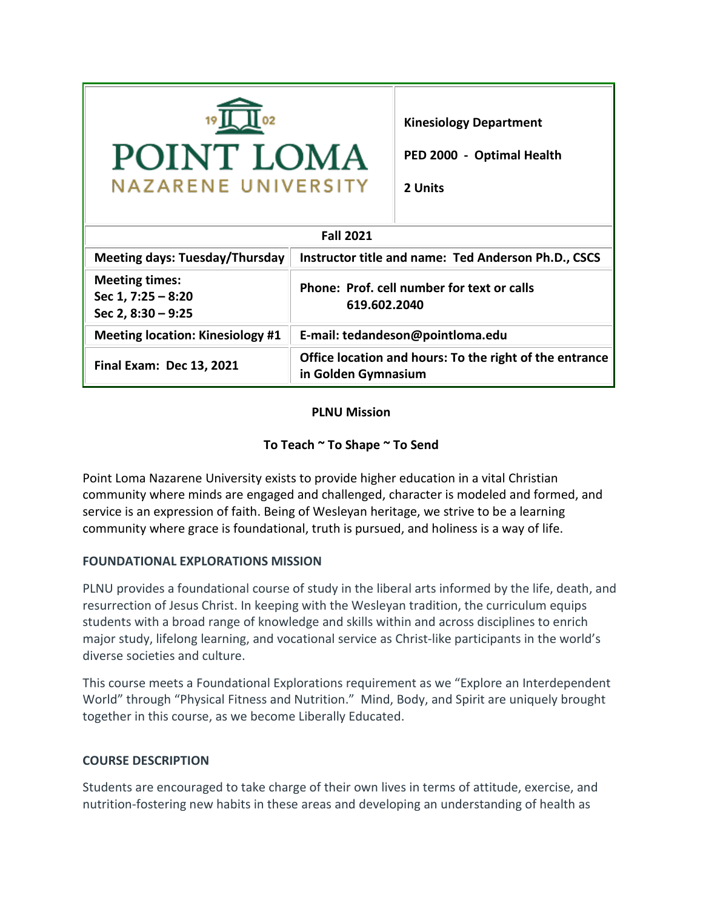| POINT LOMA NAZARENE UNIVERSITY | **Kinesiology Department**<br><br>**PED 2000 - Optimal Health**<br><br>**2 Units** |
|---|---|
| **Fall 2021** | |
| **Meeting days: Tuesday/Thursday** | **Instructor title and name: Ted Anderson Ph.D., CSCS** |
| **Meeting times:**<br>**Sec 1, 7:25 – 8:20**<br>**Sec 2, 8:30 – 9:25** | **Phone: Prof. cell number for text or calls 619.602.2040** |
| **Meeting location: Kinesiology #1** | **E-mail: tedandeson@pointloma.edu** |
| **Final Exam: Dec 13, 2021** | **Office location and hours: To the right of the entrance in Golden Gymnasium** |

**PLNU Mission**

**To Teach ~ To Shape ~ To Send**

Point Loma Nazarene University exists to provide higher education in a vital Christian community where minds are engaged and challenged, character is modeled and formed, and service is an expression of faith. Being of Wesleyan heritage, we strive to be a learning community where grace is foundational, truth is pursued, and holiness is a way of life.

## FOUNDATIONAL EXPLORATIONS MISSION

PLNU provides a foundational course of study in the liberal arts informed by the life, death, and resurrection of Jesus Christ. In keeping with the Wesleyan tradition, the curriculum equips students with a broad range of knowledge and skills within and across disciplines to enrich major study, lifelong learning, and vocational service as Christ-like participants in the world's diverse societies and culture.

This course meets a Foundational Explorations requirement as we "Explore an Interdependent World" through "Physical Fitness and Nutrition." Mind, Body, and Spirit are uniquely brought together in this course, as we become Liberally Educated.

## COURSE DESCRIPTION

Students are encouraged to take charge of their own lives in terms of attitude, exercise, and nutrition-fostering new habits in these areas and developing an understanding of health as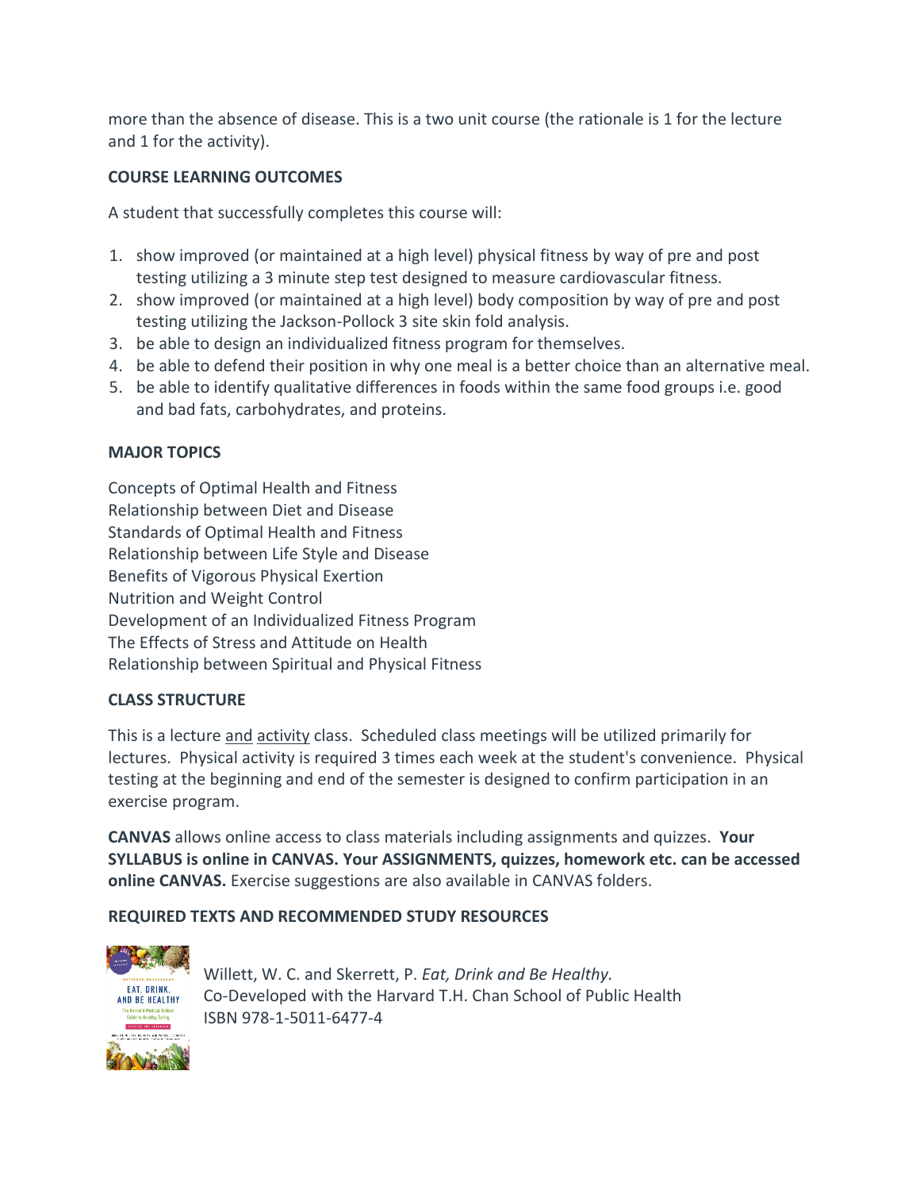more than the absence of disease. This is a two unit course (the rationale is 1 for the lecture and 1 for the activity).

**COURSE LEARNING OUTCOMES**

A student that successfully completes this course will:

1. show improved (or maintained at a high level) physical fitness by way of pre and post testing utilizing a 3 minute step test designed to measure cardiovascular fitness.
2. show improved (or maintained at a high level) body composition by way of pre and post testing utilizing the Jackson-Pollock 3 site skin fold analysis.
3. be able to design an individualized fitness program for themselves.
4. be able to defend their position in why one meal is a better choice than an alternative meal.
5. be able to identify qualitative differences in foods within the same food groups i.e. good and bad fats, carbohydrates, and proteins.

**MAJOR TOPICS**

Concepts of Optimal Health and Fitness
Relationship between Diet and Disease
Standards of Optimal Health and Fitness
Relationship between Life Style and Disease
Benefits of Vigorous Physical Exertion
Nutrition and Weight Control
Development of an Individualized Fitness Program
The Effects of Stress and Attitude on Health
Relationship between Spiritual and Physical Fitness

**CLASS STRUCTURE**

This is a lecture and activity class. Scheduled class meetings will be utilized primarily for lectures. Physical activity is required 3 times each week at the student's convenience. Physical testing at the beginning and end of the semester is designed to confirm participation in an exercise program.

**CANVAS** allows online access to class materials including assignments and quizzes. **Your SYLLABUS is online in CANVAS. Your ASSIGNMENTS, quizzes, homework etc. can be accessed online CANVAS.** Exercise suggestions are also available in CANVAS folders.

**REQUIRED TEXTS AND RECOMMENDED STUDY RESOURCES**

Willett, W. C. and Skerrett, P. *Eat, Drink and Be Healthy.*
Co-Developed with the Harvard T.H. Chan School of Public Health
ISBN 978-1-5011-6477-4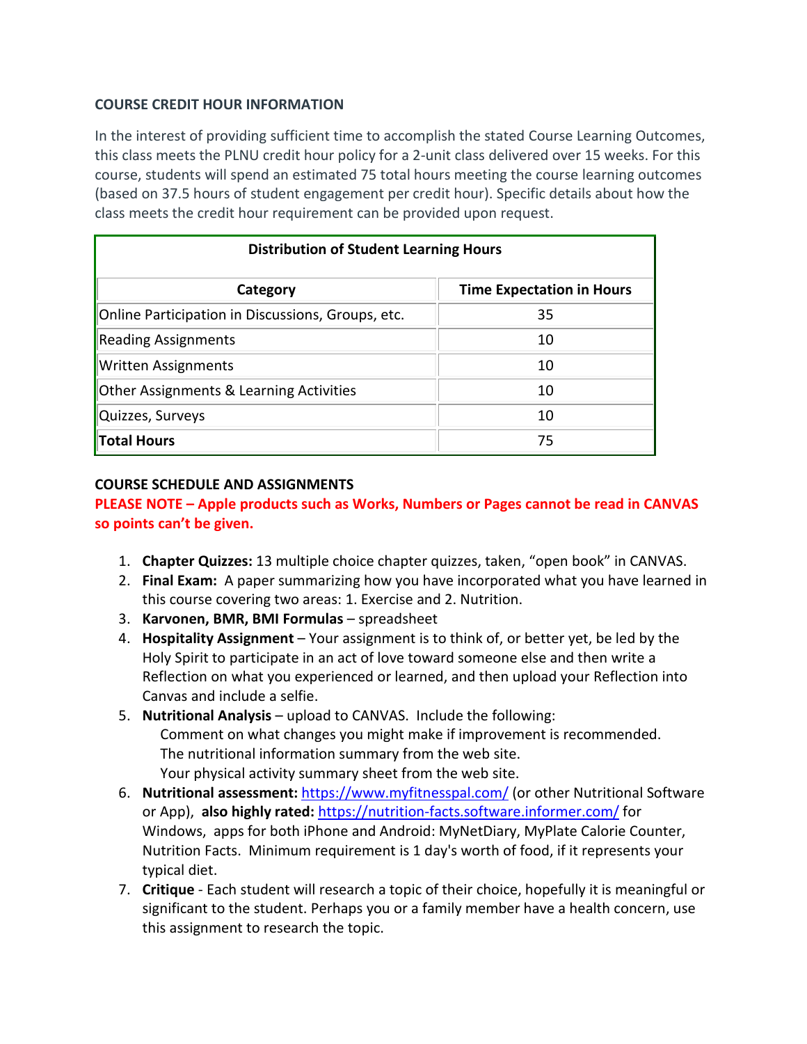### COURSE CREDIT HOUR INFORMATION

In the interest of providing sufficient time to accomplish the stated Course Learning Outcomes, this class meets the PLNU credit hour policy for a 2-unit class delivered over 15 weeks. For this course, students will spend an estimated 75 total hours meeting the course learning outcomes (based on 37.5 hours of student engagement per credit hour). Specific details about how the class meets the credit hour requirement can be provided upon request.

| Distribution of Student Learning Hours | |
|---|---|
| **Category** | **Time Expectation in Hours** |
| Online Participation in Discussions, Groups, etc. | 35 |
| Reading Assignments | 10 |
| Written Assignments | 10 |
| Other Assignments & Learning Activities | 10 |
| Quizzes, Surveys | 10 |
| **Total Hours** | 75 |

### COURSE SCHEDULE AND ASSIGNMENTS

**PLEASE NOTE – Apple products such as Works, Numbers or Pages cannot be read in CANVAS so points can't be given.**

1. **Chapter Quizzes:** 13 multiple choice chapter quizzes, taken, "open book" in CANVAS.
2. **Final Exam:** A paper summarizing how you have incorporated what you have learned in this course covering two areas: 1. Exercise and 2. Nutrition.
3. **Karvonen, BMR, BMI Formulas** – spreadsheet
4. **Hospitality Assignment** – Your assignment is to think of, or better yet, be led by the Holy Spirit to participate in an act of love toward someone else and then write a Reflection on what you experienced or learned, and then upload your Reflection into Canvas and include a selfie.
5. **Nutritional Analysis** – upload to CANVAS. Include the following:
   - Comment on what changes you might make if improvement is recommended.
   - The nutritional information summary from the web site.
   - Your physical activity summary sheet from the web site.
6. **Nutritional assessment:** https://www.myfitnesspal.com/ (or other Nutritional Software or App), **also highly rated:** https://nutrition-facts.software.informer.com/ for Windows, apps for both iPhone and Android: MyNetDiary, MyPlate Calorie Counter, Nutrition Facts. Minimum requirement is 1 day's worth of food, if it represents your typical diet.
7. **Critique** - Each student will research a topic of their choice, hopefully it is meaningful or significant to the student. Perhaps you or a family member have a health concern, use this assignment to research the topic.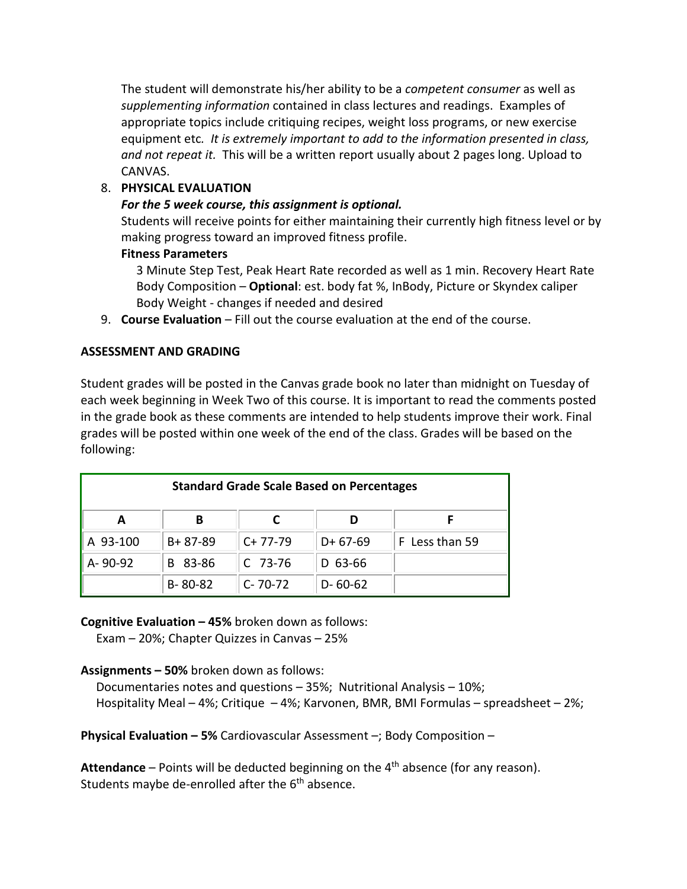The student will demonstrate his/her ability to be a *competent consumer* as well as *supplementing information* contained in class lectures and readings. Examples of appropriate topics include critiquing recipes, weight loss programs, or new exercise equipment etc. *It is extremely important to add to the information presented in class, and not repeat it.* This will be a written report usually about 2 pages long. Upload to CANVAS.

8. **PHYSICAL EVALUATION**

   ***For the 5 week course, this assignment is optional.***

   Students will receive points for either maintaining their currently high fitness level or by making progress toward an improved fitness profile.

   **Fitness Parameters**

   3 Minute Step Test, Peak Heart Rate recorded as well as 1 min. Recovery Heart Rate
   Body Composition – **Optional**: est. body fat %, InBody, Picture or Skyndex caliper
   Body Weight - changes if needed and desired

9. **Course Evaluation** – Fill out the course evaluation at the end of the course.

**ASSESSMENT AND GRADING**

Student grades will be posted in the Canvas grade book no later than midnight on Tuesday of each week beginning in Week Two of this course. It is important to read the comments posted in the grade book as these comments are intended to help students improve their work. Final grades will be posted within one week of the end of the class. Grades will be based on the following:

| **Standard Grade Scale Based on Percentages** | | | | |
|---|---|---|---|---|
| **A** | **B** | **C** | **D** | **F** |
| A 93-100 | B+ 87-89 | C+ 77-79 | D+ 67-69 | F Less than 59 |
| A- 90-92 | B 83-86 | C 73-76 | D 63-66 | |
| | B- 80-82 | C- 70-72 | D- 60-62 | |

**Cognitive Evaluation – 45%** broken down as follows:
Exam – 20%; Chapter Quizzes in Canvas – 25%

**Assignments – 50%** broken down as follows:
Documentaries notes and questions – 35%; Nutritional Analysis – 10%;
Hospitality Meal – 4%; Critique – 4%; Karvonen, BMR, BMI Formulas – spreadsheet – 2%;

**Physical Evaluation – 5%** Cardiovascular Assessment –; Body Composition –

**Attendance** – Points will be deducted beginning on the 4th absence (for any reason). Students maybe de-enrolled after the 6th absence.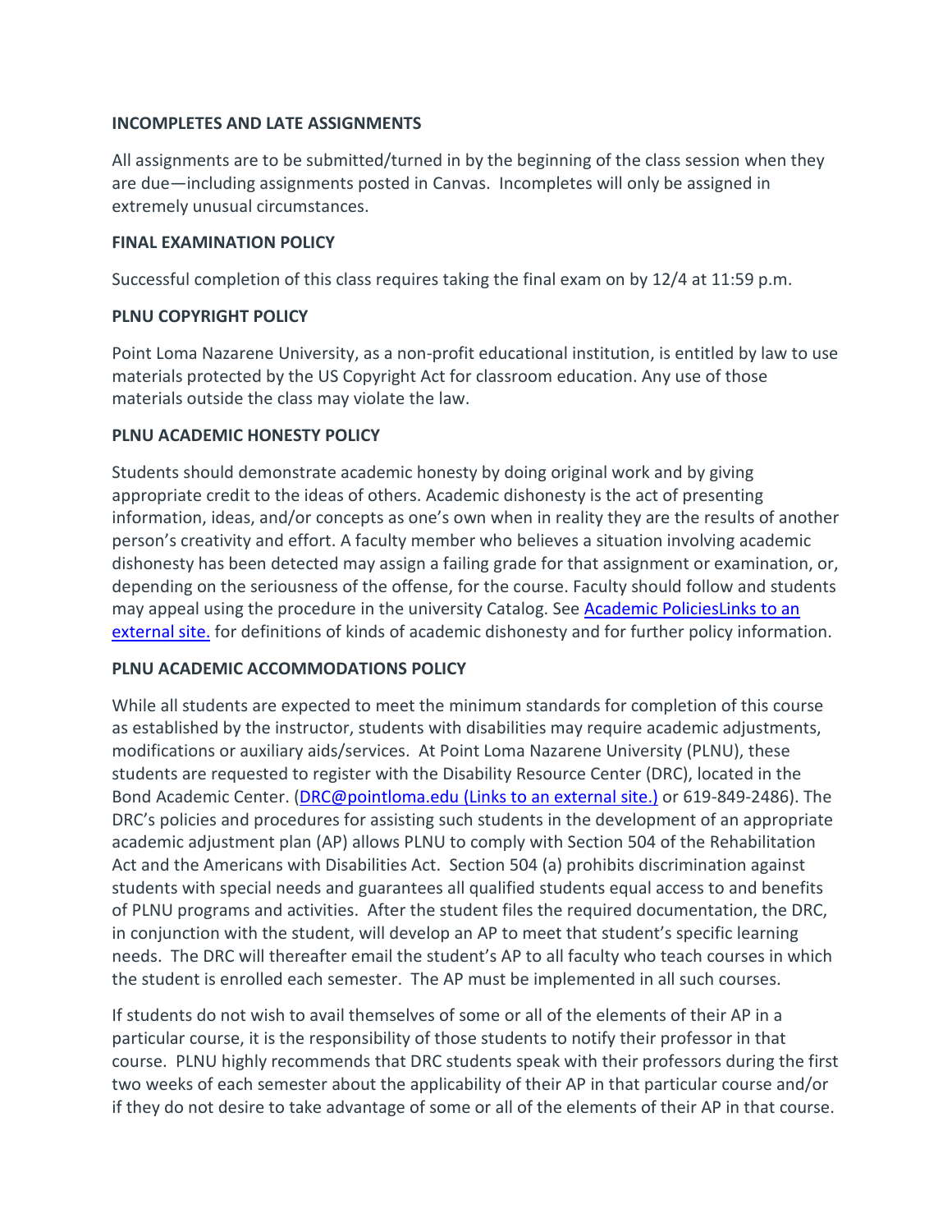**INCOMPLETES AND LATE ASSIGNMENTS**

All assignments are to be submitted/turned in by the beginning of the class session when they are due—including assignments posted in Canvas. Incompletes will only be assigned in extremely unusual circumstances.

**FINAL EXAMINATION POLICY**

Successful completion of this class requires taking the final exam on by 12/4 at 11:59 p.m.

**PLNU COPYRIGHT POLICY**

Point Loma Nazarene University, as a non-profit educational institution, is entitled by law to use materials protected by the US Copyright Act for classroom education. Any use of those materials outside the class may violate the law.

**PLNU ACADEMIC HONESTY POLICY**

Students should demonstrate academic honesty by doing original work and by giving appropriate credit to the ideas of others. Academic dishonesty is the act of presenting information, ideas, and/or concepts as one's own when in reality they are the results of another person's creativity and effort. A faculty member who believes a situation involving academic dishonesty has been detected may assign a failing grade for that assignment or examination, or, depending on the seriousness of the offense, for the course. Faculty should follow and students may appeal using the procedure in the university Catalog. See Academic PoliciesLinks to an external site. for definitions of kinds of academic dishonesty and for further policy information.

**PLNU ACADEMIC ACCOMMODATIONS POLICY**

While all students are expected to meet the minimum standards for completion of this course as established by the instructor, students with disabilities may require academic adjustments, modifications or auxiliary aids/services. At Point Loma Nazarene University (PLNU), these students are requested to register with the Disability Resource Center (DRC), located in the Bond Academic Center. (DRC@pointloma.edu (Links to an external site.) or 619-849-2486). The DRC's policies and procedures for assisting such students in the development of an appropriate academic adjustment plan (AP) allows PLNU to comply with Section 504 of the Rehabilitation Act and the Americans with Disabilities Act. Section 504 (a) prohibits discrimination against students with special needs and guarantees all qualified students equal access to and benefits of PLNU programs and activities. After the student files the required documentation, the DRC, in conjunction with the student, will develop an AP to meet that student's specific learning needs. The DRC will thereafter email the student's AP to all faculty who teach courses in which the student is enrolled each semester. The AP must be implemented in all such courses.

If students do not wish to avail themselves of some or all of the elements of their AP in a particular course, it is the responsibility of those students to notify their professor in that course. PLNU highly recommends that DRC students speak with their professors during the first two weeks of each semester about the applicability of their AP in that particular course and/or if they do not desire to take advantage of some or all of the elements of their AP in that course.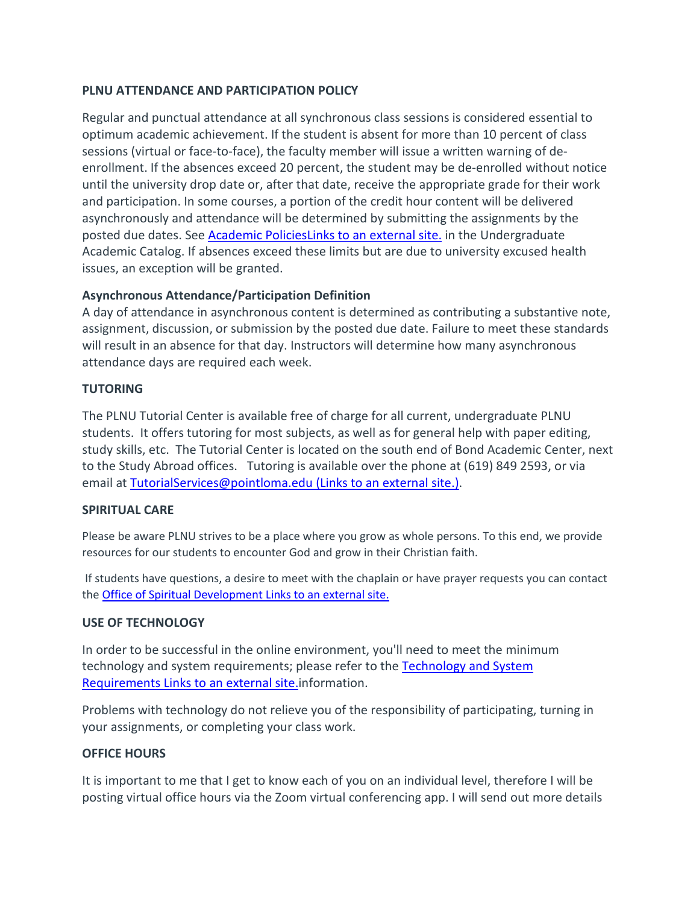**PLNU ATTENDANCE AND PARTICIPATION POLICY**

Regular and punctual attendance at all synchronous class sessions is considered essential to optimum academic achievement. If the student is absent for more than 10 percent of class sessions (virtual or face-to-face), the faculty member will issue a written warning of de-enrollment. If the absences exceed 20 percent, the student may be de-enrolled without notice until the university drop date or, after that date, receive the appropriate grade for their work and participation. In some courses, a portion of the credit hour content will be delivered asynchronously and attendance will be determined by submitting the assignments by the posted due dates. See Academic PoliciesLinks to an external site. in the Undergraduate Academic Catalog. If absences exceed these limits but are due to university excused health issues, an exception will be granted.

**Asynchronous Attendance/Participation Definition**

A day of attendance in asynchronous content is determined as contributing a substantive note, assignment, discussion, or submission by the posted due date. Failure to meet these standards will result in an absence for that day. Instructors will determine how many asynchronous attendance days are required each week.

**TUTORING**

The PLNU Tutorial Center is available free of charge for all current, undergraduate PLNU students. It offers tutoring for most subjects, as well as for general help with paper editing, study skills, etc. The Tutorial Center is located on the south end of Bond Academic Center, next to the Study Abroad offices. Tutoring is available over the phone at (619) 849 2593, or via email at TutorialServices@pointloma.edu (Links to an external site.).

**SPIRITUAL CARE**

Please be aware PLNU strives to be a place where you grow as whole persons. To this end, we provide resources for our students to encounter God and grow in their Christian faith.

If students have questions, a desire to meet with the chaplain or have prayer requests you can contact the Office of Spiritual Development Links to an external site.

**USE OF TECHNOLOGY**

In order to be successful in the online environment, you'll need to meet the minimum technology and system requirements; please refer to the Technology and System Requirements Links to an external site.information.

Problems with technology do not relieve you of the responsibility of participating, turning in your assignments, or completing your class work.

**OFFICE HOURS**

It is important to me that I get to know each of you on an individual level, therefore I will be posting virtual office hours via the Zoom virtual conferencing app. I will send out more details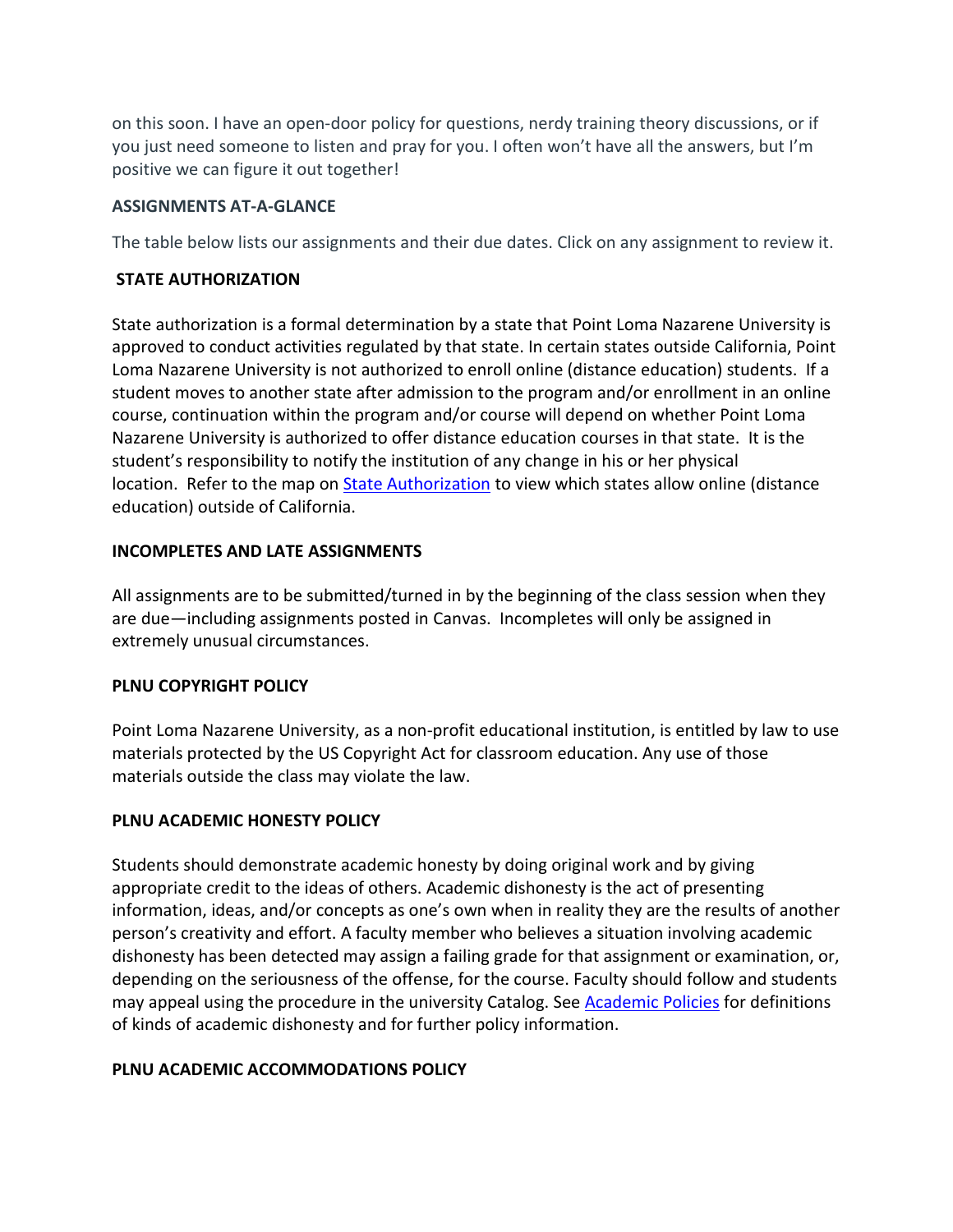on this soon. I have an open-door policy for questions, nerdy training theory discussions, or if you just need someone to listen and pray for you. I often won't have all the answers, but I'm positive we can figure it out together!

**ASSIGNMENTS AT-A-GLANCE**

The table below lists our assignments and their due dates. Click on any assignment to review it.

**STATE AUTHORIZATION**

State authorization is a formal determination by a state that Point Loma Nazarene University is approved to conduct activities regulated by that state. In certain states outside California, Point Loma Nazarene University is not authorized to enroll online (distance education) students. If a student moves to another state after admission to the program and/or enrollment in an online course, continuation within the program and/or course will depend on whether Point Loma Nazarene University is authorized to offer distance education courses in that state. It is the student's responsibility to notify the institution of any change in his or her physical location. Refer to the map on [State Authorization] to view which states allow online (distance education) outside of California.

**INCOMPLETES AND LATE ASSIGNMENTS**

All assignments are to be submitted/turned in by the beginning of the class session when they are due—including assignments posted in Canvas. Incompletes will only be assigned in extremely unusual circumstances.

**PLNU COPYRIGHT POLICY**

Point Loma Nazarene University, as a non-profit educational institution, is entitled by law to use materials protected by the US Copyright Act for classroom education. Any use of those materials outside the class may violate the law.

**PLNU ACADEMIC HONESTY POLICY**

Students should demonstrate academic honesty by doing original work and by giving appropriate credit to the ideas of others. Academic dishonesty is the act of presenting information, ideas, and/or concepts as one's own when in reality they are the results of another person's creativity and effort. A faculty member who believes a situation involving academic dishonesty has been detected may assign a failing grade for that assignment or examination, or, depending on the seriousness of the offense, for the course. Faculty should follow and students may appeal using the procedure in the university Catalog. See [Academic Policies] for definitions of kinds of academic dishonesty and for further policy information.

**PLNU ACADEMIC ACCOMMODATIONS POLICY**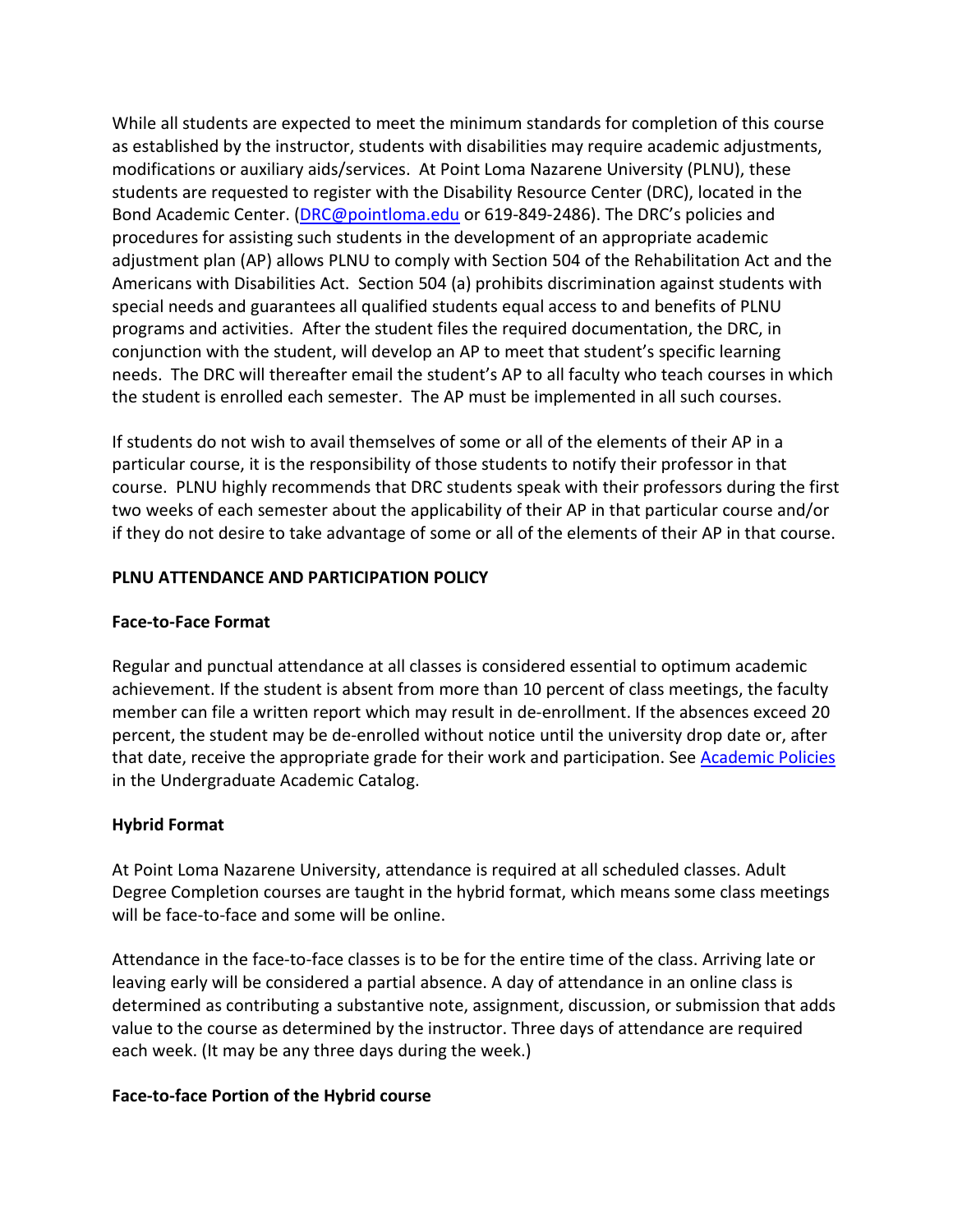While all students are expected to meet the minimum standards for completion of this course as established by the instructor, students with disabilities may require academic adjustments, modifications or auxiliary aids/services. At Point Loma Nazarene University (PLNU), these students are requested to register with the Disability Resource Center (DRC), located in the Bond Academic Center. ([DRC@pointloma.edu](mailto:DRC@pointloma.edu) or 619-849-2486). The DRC's policies and procedures for assisting such students in the development of an appropriate academic adjustment plan (AP) allows PLNU to comply with Section 504 of the Rehabilitation Act and the Americans with Disabilities Act. Section 504 (a) prohibits discrimination against students with special needs and guarantees all qualified students equal access to and benefits of PLNU programs and activities. After the student files the required documentation, the DRC, in conjunction with the student, will develop an AP to meet that student's specific learning needs. The DRC will thereafter email the student's AP to all faculty who teach courses in which the student is enrolled each semester. The AP must be implemented in all such courses.

If students do not wish to avail themselves of some or all of the elements of their AP in a particular course, it is the responsibility of those students to notify their professor in that course. PLNU highly recommends that DRC students speak with their professors during the first two weeks of each semester about the applicability of their AP in that particular course and/or if they do not desire to take advantage of some or all of the elements of their AP in that course.

**PLNU ATTENDANCE AND PARTICIPATION POLICY**

**Face-to-Face Format**

Regular and punctual attendance at all classes is considered essential to optimum academic achievement. If the student is absent from more than 10 percent of class meetings, the faculty member can file a written report which may result in de-enrollment. If the absences exceed 20 percent, the student may be de-enrolled without notice until the university drop date or, after that date, receive the appropriate grade for their work and participation. See [Academic Policies](#) in the Undergraduate Academic Catalog.

**Hybrid Format**

At Point Loma Nazarene University, attendance is required at all scheduled classes. Adult Degree Completion courses are taught in the hybrid format, which means some class meetings will be face-to-face and some will be online.

Attendance in the face-to-face classes is to be for the entire time of the class. Arriving late or leaving early will be considered a partial absence. A day of attendance in an online class is determined as contributing a substantive note, assignment, discussion, or submission that adds value to the course as determined by the instructor. Three days of attendance are required each week. (It may be any three days during the week.)

**Face-to-face Portion of the Hybrid course**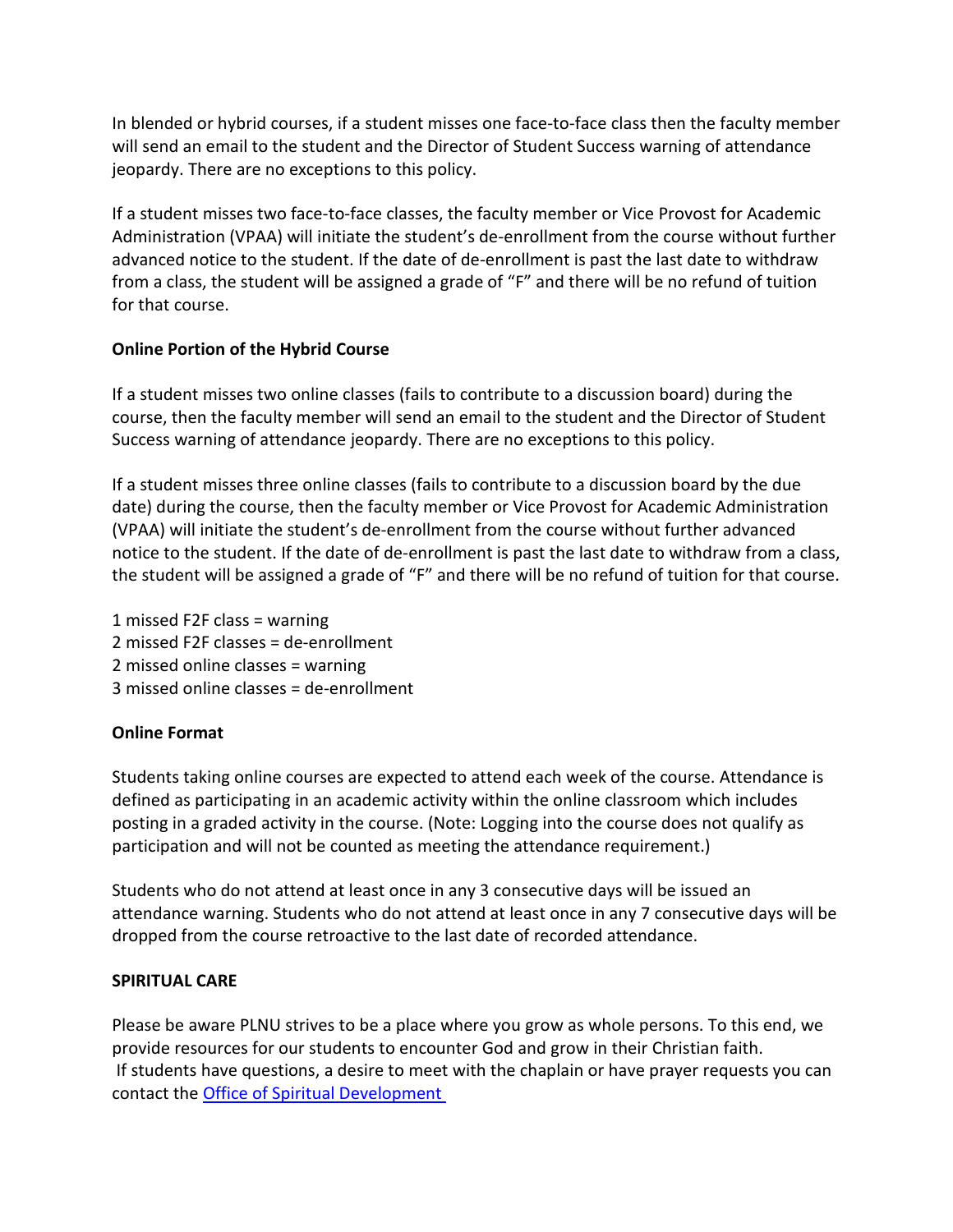In blended or hybrid courses, if a student misses one face-to-face class then the faculty member will send an email to the student and the Director of Student Success warning of attendance jeopardy. There are no exceptions to this policy.

If a student misses two face-to-face classes, the faculty member or Vice Provost for Academic Administration (VPAA) will initiate the student's de-enrollment from the course without further advanced notice to the student. If the date of de-enrollment is past the last date to withdraw from a class, the student will be assigned a grade of "F" and there will be no refund of tuition for that course.

**Online Portion of the Hybrid Course**

If a student misses two online classes (fails to contribute to a discussion board) during the course, then the faculty member will send an email to the student and the Director of Student Success warning of attendance jeopardy. There are no exceptions to this policy.

If a student misses three online classes (fails to contribute to a discussion board by the due date) during the course, then the faculty member or Vice Provost for Academic Administration (VPAA) will initiate the student's de-enrollment from the course without further advanced notice to the student. If the date of de-enrollment is past the last date to withdraw from a class, the student will be assigned a grade of "F" and there will be no refund of tuition for that course.

1 missed F2F class = warning
2 missed F2F classes = de-enrollment
2 missed online classes = warning
3 missed online classes = de-enrollment

**Online Format**

Students taking online courses are expected to attend each week of the course. Attendance is defined as participating in an academic activity within the online classroom which includes posting in a graded activity in the course. (Note: Logging into the course does not qualify as participation and will not be counted as meeting the attendance requirement.)

Students who do not attend at least once in any 3 consecutive days will be issued an attendance warning. Students who do not attend at least once in any 7 consecutive days will be dropped from the course retroactive to the last date of recorded attendance.

**SPIRITUAL CARE**

Please be aware PLNU strives to be a place where you grow as whole persons. To this end, we provide resources for our students to encounter God and grow in their Christian faith.
If students have questions, a desire to meet with the chaplain or have prayer requests you can contact the Office of Spiritual Development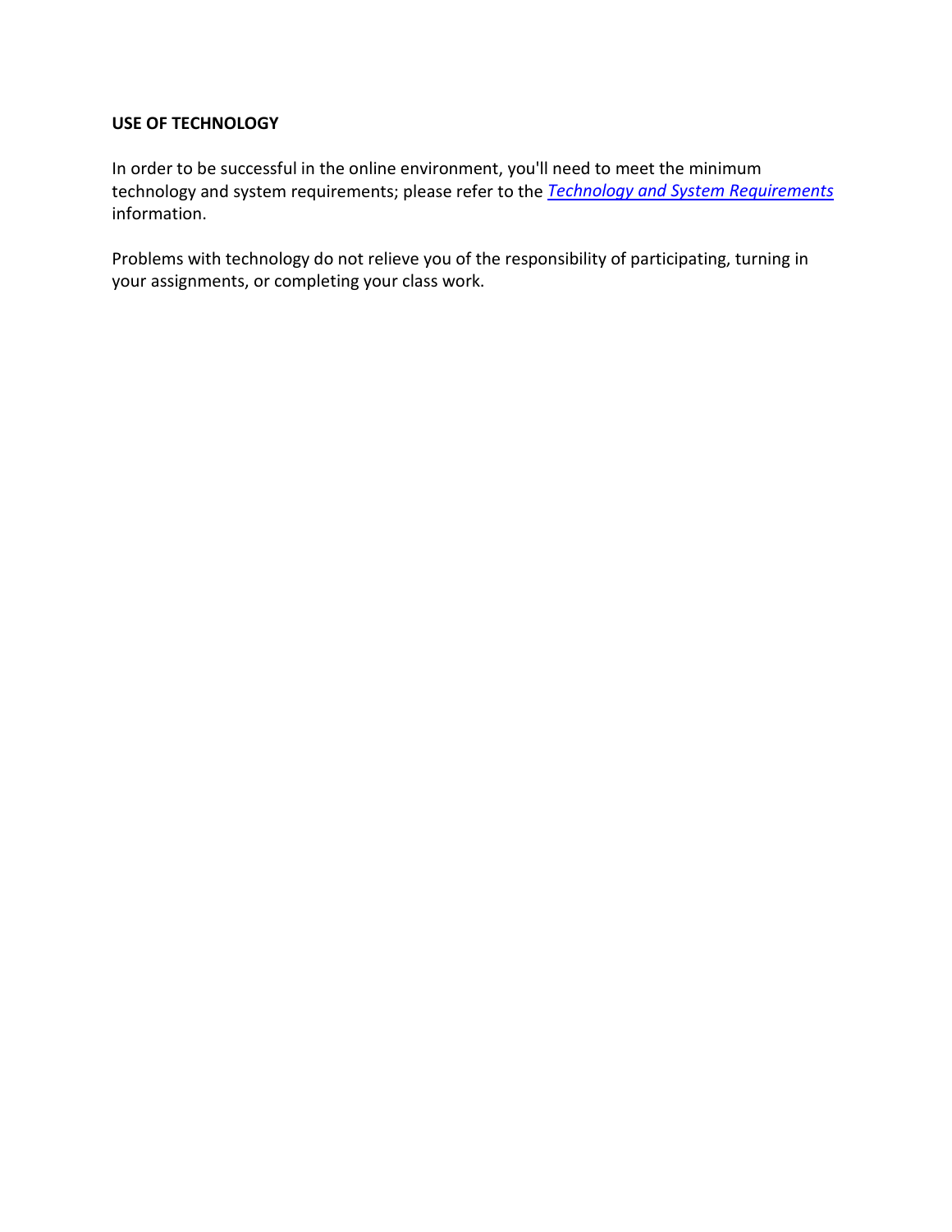**USE OF TECHNOLOGY**

In order to be successful in the online environment, you'll need to meet the minimum technology and system requirements; please refer to the *Technology and System Requirements* information.

Problems with technology do not relieve you of the responsibility of participating, turning in your assignments, or completing your class work.